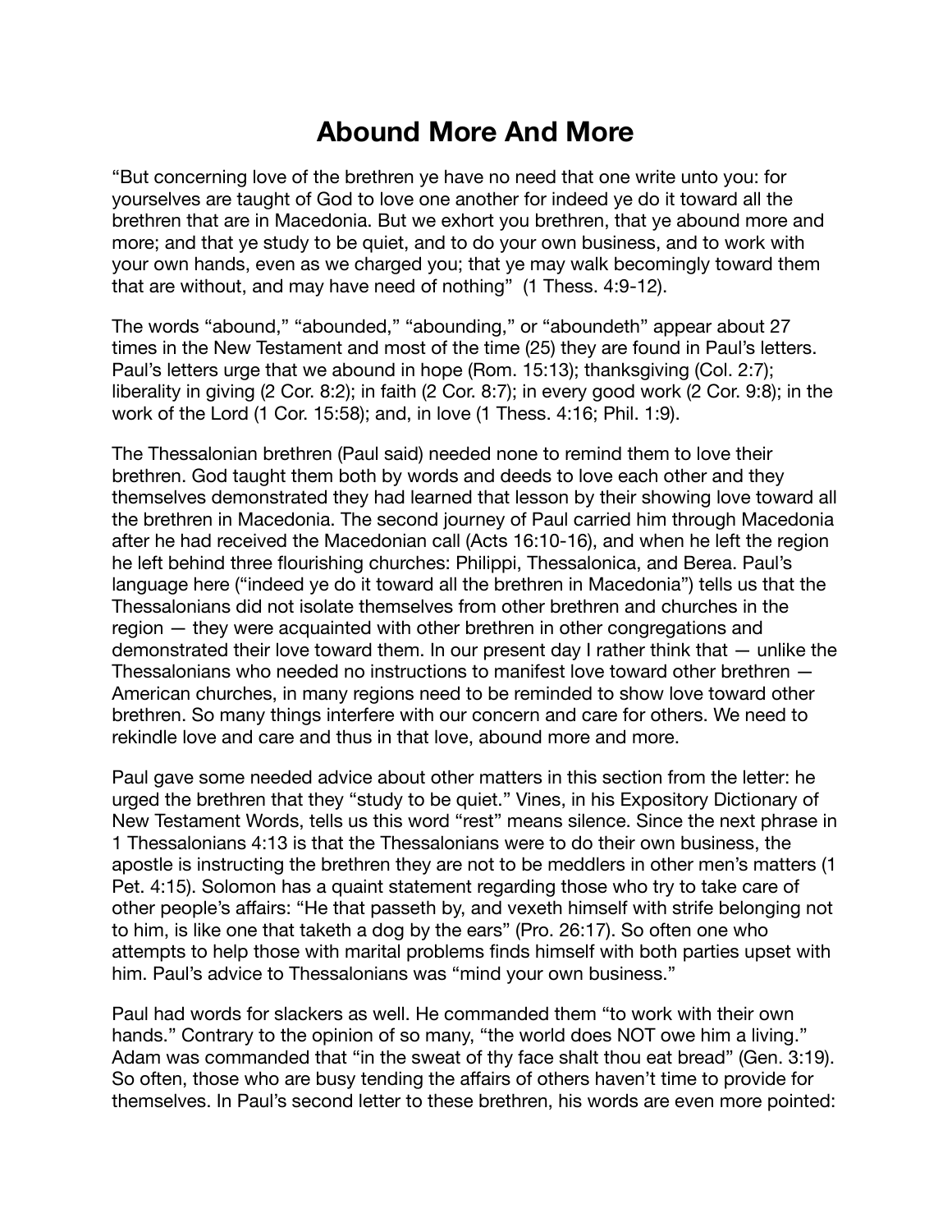# Abound More And More

“But concerning love of the brethren ye have no need that one write unto you: for yourselves are taught of God to love one another for indeed ye do it toward all the brethren that are in Macedonia. But we exhort you brethren, that ye abound more and more; and that ye study to be quiet, and to do your own business, and to work with your own hands, even as we charged you; that ye may walk becomingly toward them that are without, and may have need of nothing” (1 Thess. 4:9-12).

The words “abound,” “abounded,” “abounding,” or “aboundeth” appear about 27 times in the New Testament and most of the time (25) they are found in Paul’s letters. Paul’s letters urge that we abound in hope (Rom. 15:13); thanksgiving (Col. 2:7); liberality in giving (2 Cor. 8:2); in faith (2 Cor. 8:7); in every good work (2 Cor. 9:8); in the work of the Lord (1 Cor. 15:58); and, in love (1 Thess. 4:16; Phil. 1:9).

The Thessalonian brethren (Paul said) needed none to remind them to love their brethren. God taught them both by words and deeds to love each other and they themselves demonstrated they had learned that lesson by their showing love toward all the brethren in Macedonia. The second journey of Paul carried him through Macedonia after he had received the Macedonian call (Acts 16:10-16), and when he left the region he left behind three flourishing churches: Philippi, Thessalonica, and Berea. Paul’s language here (“indeed ye do it toward all the brethren in Macedonia”) tells us that the Thessalonians did not isolate themselves from other brethren and churches in the region — they were acquainted with other brethren in other congregations and demonstrated their love toward them. In our present day I rather think that — unlike the Thessalonians who needed no instructions to manifest love toward other brethren — American churches, in many regions need to be reminded to show love toward other brethren. So many things interfere with our concern and care for others. We need to rekindle love and care and thus in that love, abound more and more.

Paul gave some needed advice about other matters in this section from the letter: he urged the brethren that they “study to be quiet.” Vines, in his Expository Dictionary of New Testament Words, tells us this word “rest” means silence. Since the next phrase in 1 Thessalonians 4:13 is that the Thessalonians were to do their own business, the apostle is instructing the brethren they are not to be meddlers in other men’s matters (1 Pet. 4:15). Solomon has a quaint statement regarding those who try to take care of other people’s affairs: “He that passeth by, and vexeth himself with strife belonging not to him, is like one that taketh a dog by the ears” (Pro. 26:17). So often one who attempts to help those with marital problems finds himself with both parties upset with him. Paul’s advice to Thessalonians was “mind your own business.”

Paul had words for slackers as well. He commanded them “to work with their own hands.” Contrary to the opinion of so many, “the world does NOT owe him a living.” Adam was commanded that “in the sweat of thy face shalt thou eat bread” (Gen. 3:19). So often, those who are busy tending the affairs of others haven’t time to provide for themselves. In Paul’s second letter to these brethren, his words are even more pointed: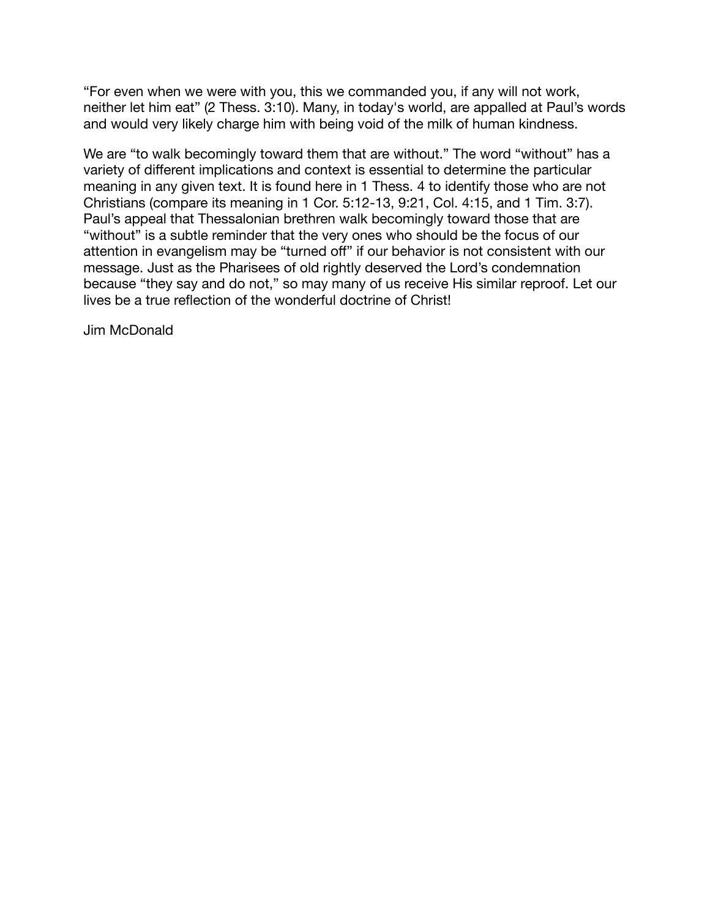"For even when we were with you, this we commanded you, if any will not work, neither let him eat" (2 Thess. 3:10). Many, in today's world, are appalled at Paul's words and would very likely charge him with being void of the milk of human kindness.

We are "to walk becomingly toward them that are without." The word "without" has a variety of different implications and context is essential to determine the particular meaning in any given text. It is found here in 1 Thess. 4 to identify those who are not Christians (compare its meaning in 1 Cor. 5:12-13, 9:21, Col. 4:15, and 1 Tim. 3:7). Paul's appeal that Thessalonian brethren walk becomingly toward those that are "without" is a subtle reminder that the very ones who should be the focus of our attention in evangelism may be "turned off" if our behavior is not consistent with our message. Just as the Pharisees of old rightly deserved the Lord's condemnation because "they say and do not," so may many of us receive His similar reproof. Let our lives be a true reflection of the wonderful doctrine of Christ!

Jim McDonald